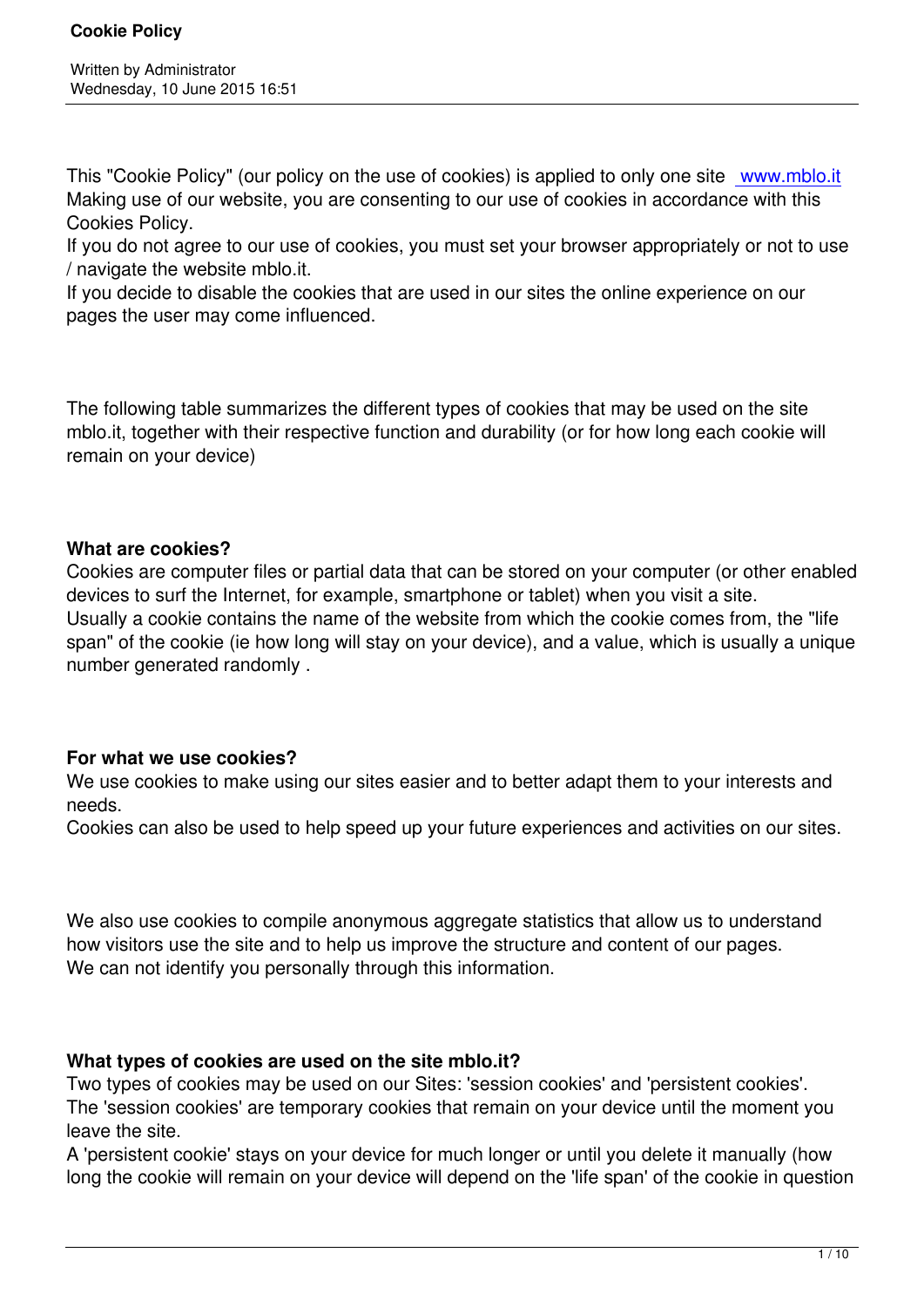# Cookie Policy

Written by Administrator
Wednesday, 10 June 2015 16:51

This "Cookie Policy" (our policy on the use of cookies) is applied to only one site [www.mblo.it](http://www.mblo.it)
Making use of our website, you are consenting to our use of cookies in accordance with this Cookies Policy.
If you do not agree to our use of cookies, you must set your browser appropriately or not to use / navigate the website mblo.it.
If you decide to disable the cookies that are used in our sites the online experience on our pages the user may come influenced.

The following table summarizes the different types of cookies that may be used on the site mblo.it, together with their respective function and durability (or for how long each cookie will remain on your device)

**What are cookies?**
Cookies are computer files or partial data that can be stored on your computer (or other enabled devices to surf the Internet, for example, smartphone or tablet) when you visit a site.
Usually a cookie contains the name of the website from which the cookie comes from, the "life span" of the cookie (ie how long will stay on your device), and a value, which is usually a unique number generated randomly .

**For what we use cookies?**
We use cookies to make using our sites easier and to better adapt them to your interests and needs.
Cookies can also be used to help speed up your future experiences and activities on our sites.

We also use cookies to compile anonymous aggregate statistics that allow us to understand how visitors use the site and to help us improve the structure and content of our pages.
We can not identify you personally through this information.

**What types of cookies are used on the site mblo.it?**
Two types of cookies may be used on our Sites: 'session cookies' and 'persistent cookies'.
The 'session cookies' are temporary cookies that remain on your device until the moment you leave the site.
A 'persistent cookie' stays on your device for much longer or until you delete it manually (how long the cookie will remain on your device will depend on the 'life span' of the cookie in question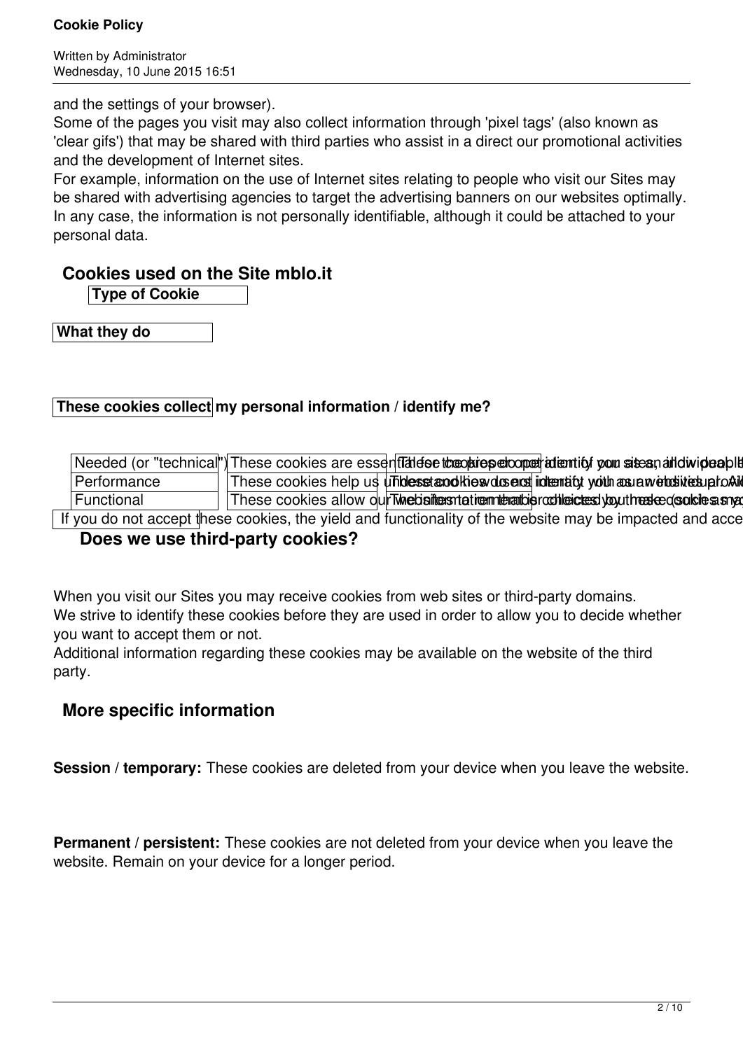and the settings of your browser).
Some of the pages you visit may also collect information through 'pixel tags' (also known as 'clear gifs') that may be shared with third parties who assist in a direct our promotional activities and the development of Internet sites.
For example, information on the use of Internet sites relating to people who visit our Sites may be shared with advertising agencies to target the advertising banners on our websites optimally. In any case, the information is not personally identifiable, although it could be attached to your personal data.

## Cookies used on the Site mblo.it

| Type of Cookie | What they do | These cookies collect my personal information / identify me? |
| --- | --- | --- |
| Needed (or "technical") | These cookies are essen | These cookies do not identify you as an individual |
| Performance | These cookies help us understand how users interact with our websites | These cookies do not identify you as an individual |
| Functional | These cookies allow our websites to remember choices you make | The information collected by these cookies may |

If you do not accept these cookies, the yield and functionality of the website may be impacted and acce

## Does we use third-party cookies?

When you visit our Sites you may receive cookies from web sites or third-party domains.
We strive to identify these cookies before they are used in order to allow you to decide whether you want to accept them or not.
Additional information regarding these cookies may be available on the website of the third party.

## More specific information

**Session / temporary:** These cookies are deleted from your device when you leave the website.

**Permanent / persistent:** These cookies are not deleted from your device when you leave the website. Remain on your device for a longer period.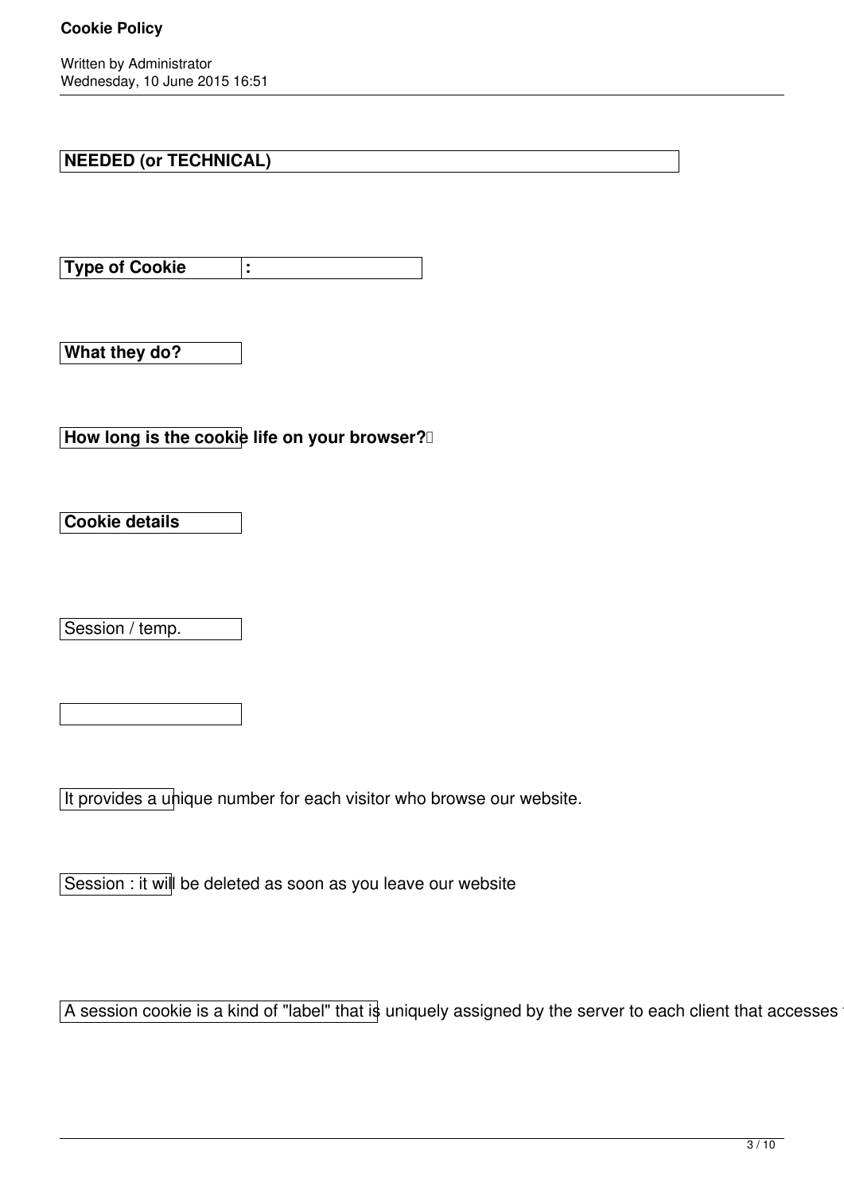**NEEDED (or TECHNICAL)**

**Type of Cookie** **:**

**What they do?**

**How long is the cookie life on your browser?**

**Cookie details**

Session / temp.

It provides a unique number for each visitor who browse our website.

Session : it will be deleted as soon as you leave our website

A session cookie is a kind of "label" that is uniquely assigned by the server to each client that accesses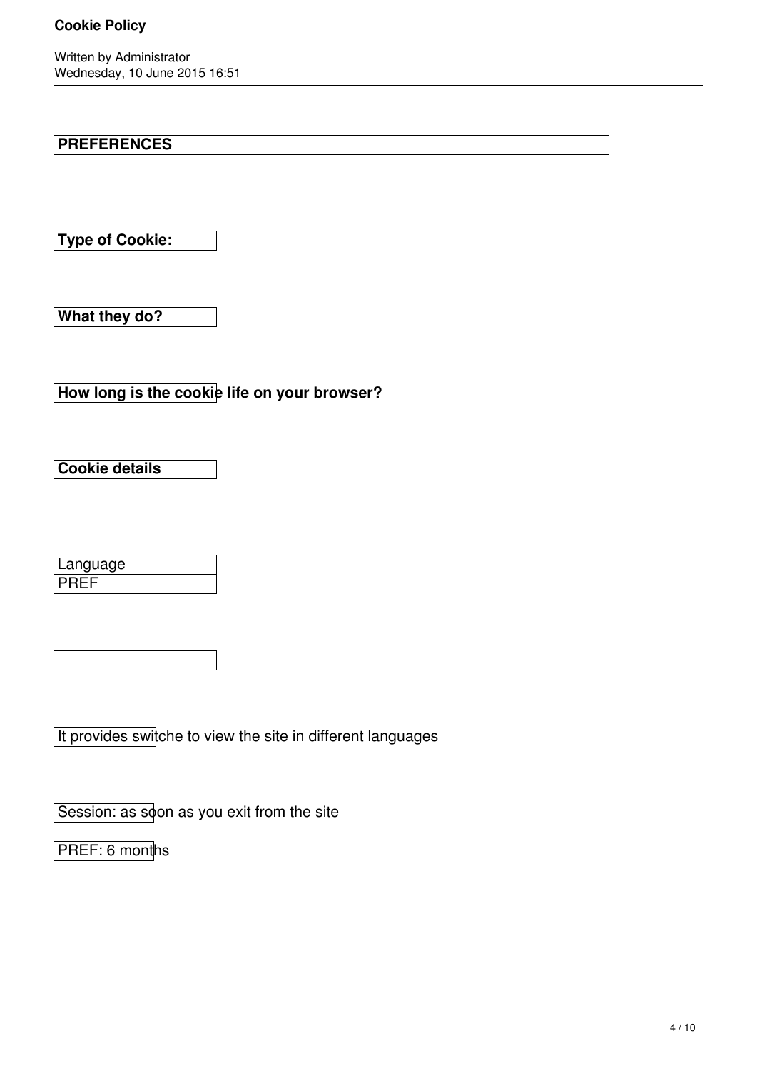**PREFERENCES**

**Type of Cookie:**

**What they do?**

**How long is the cookie life on your browser?**

**Cookie details**

Language
PREF

It provides switche to view the site in different languages

Session: as soon as you exit from the site

PREF: 6 months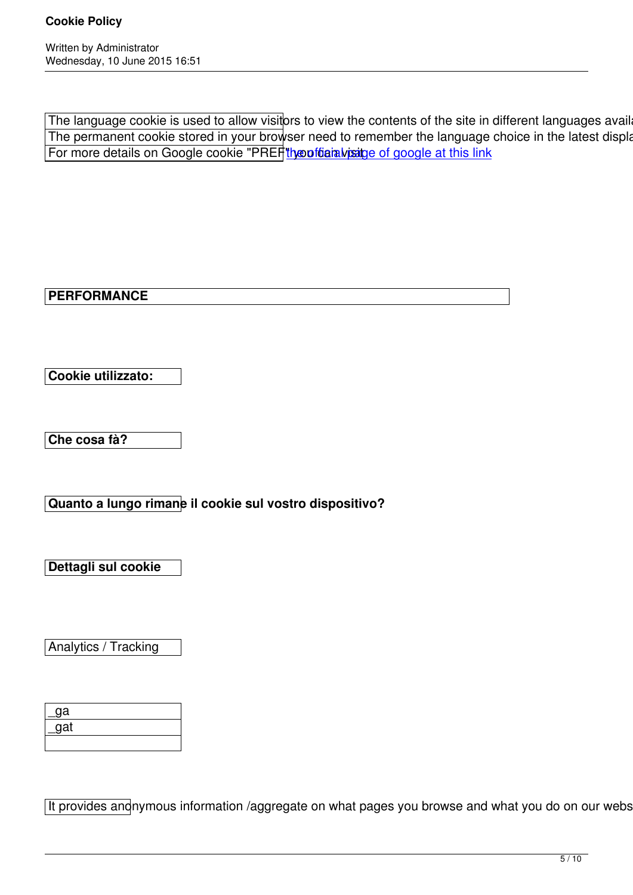| The language cookie is used to allow visitors to view the contents of the site in different languages availa |
|---|
| The permanent cookie stored in your browser need to remember the language choice in the latest displa |
| For more details on Google cookie "PREF" you can visit [the official page of google at this link]() |

| **PERFORMANCE** |
|---|

| **Cookie utilizzato:** |
|---|

| **Che cosa fà?** |
|---|

| **Quanto a lungo rimane il cookie sul vostro dispositivo?** |
|---|

| **Dettagli sul cookie** |
|---|

| Analytics / Tracking |
|---|

| _ga |
|---|
| _gat |
| |

| It provides anonymous information /aggregate on what pages you browse and what you do on our webs |
|---|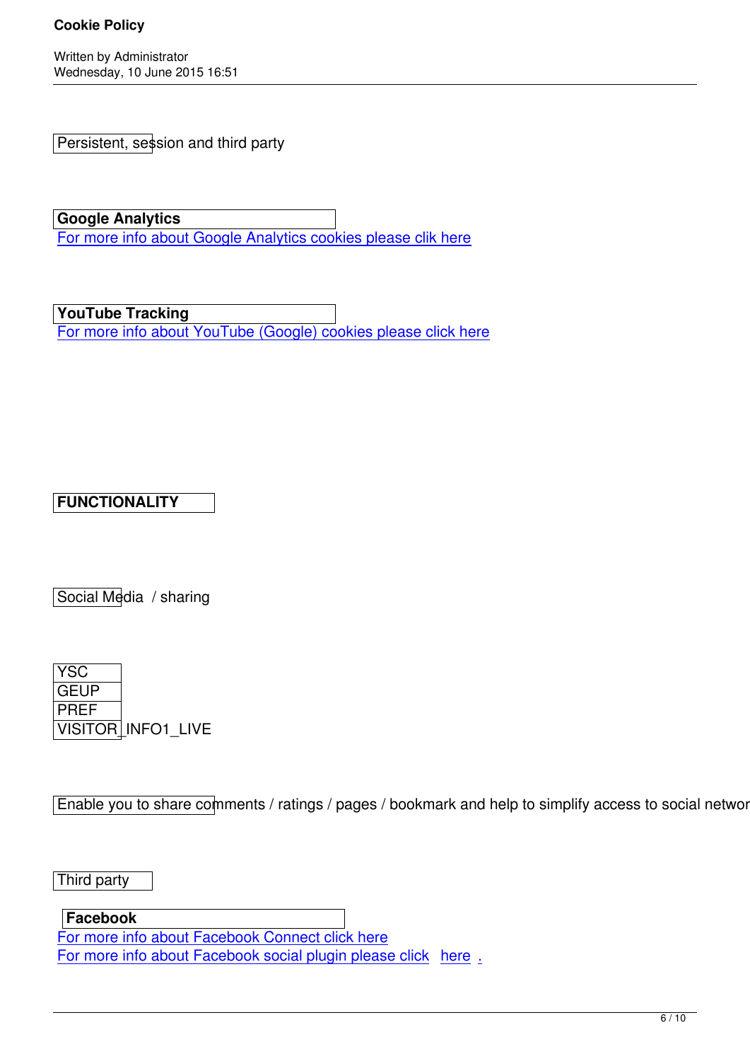Persistent, session and third party

**Google Analytics**

For more info about Google Analytics cookies please clik here

**YouTube Tracking**

For more info about YouTube (Google) cookies please click here

**FUNCTIONALITY**

Social Media / sharing

YSC
GEUP
PREF
VISITOR_INFO1_LIVE

Enable you to share comments / ratings / pages / bookmark and help to simplify access to social networ

Third party

**Facebook**

For more info about Facebook Connect click here

For more info about Facebook social plugin please click here .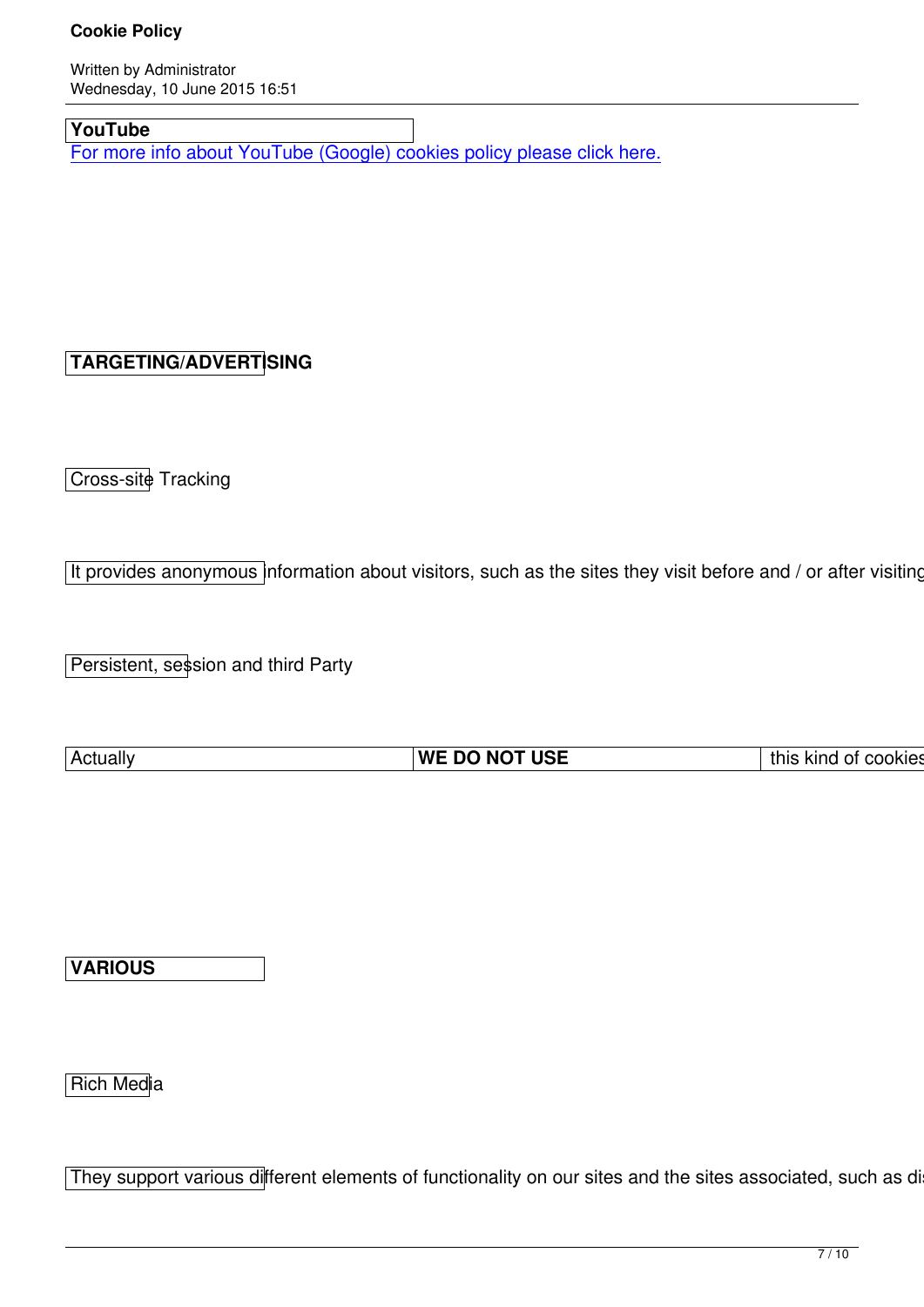**YouTube**

[For more info about YouTube (Google) cookies policy please click here.]

**TARGETING/ADVERTISING**

Cross-site Tracking

It provides anonymous information about visitors, such as the sites they visit before and / or after visiting

Persistent, session and third Party

| Actually | **WE DO NOT USE** | this kind of cookies |
| --- | --- | --- |

**VARIOUS**

Rich Media

They support various different elements of functionality on our sites and the sites associated, such as di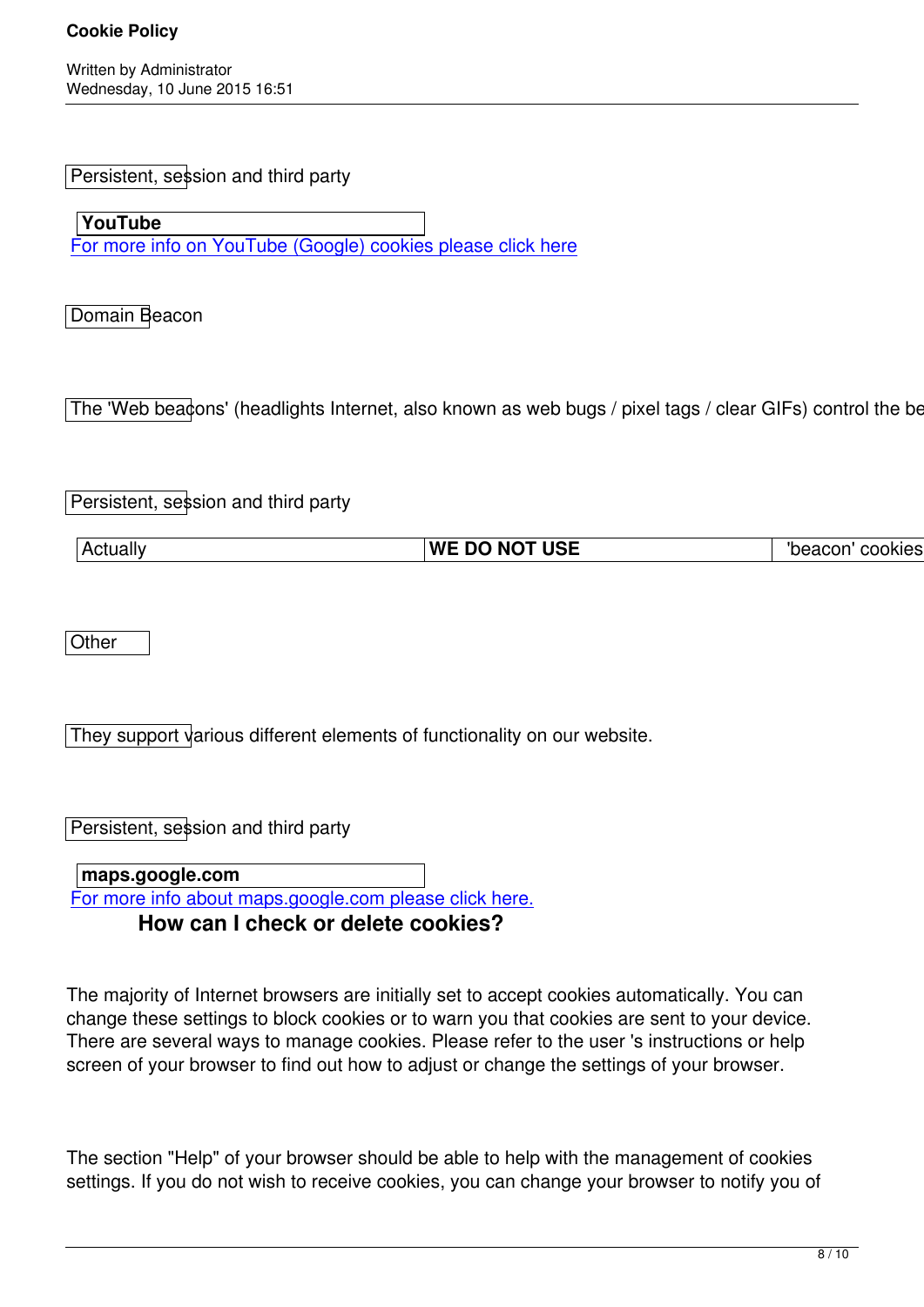Persistent, session and third party

**YouTube**

For more info on YouTube (Google) cookies please click here

Domain Beacon

The 'Web beacons' (headlights Internet, also known as web bugs / pixel tags / clear GIFs) control the be

Persistent, session and third party

| Actually | **WE DO NOT USE** | 'beacon' cookies |
|---|---|---|

Other

They support various different elements of functionality on our website.

Persistent, session and third party

**maps.google.com**

For more info about maps.google.com please click here.

### How can I check or delete cookies?

The majority of Internet browsers are initially set to accept cookies automatically. You can change these settings to block cookies or to warn you that cookies are sent to your device. There are several ways to manage cookies. Please refer to the user 's instructions or help screen of your browser to find out how to adjust or change the settings of your browser.

The section "Help" of your browser should be able to help with the management of cookies settings. If you do not wish to receive cookies, you can change your browser to notify you of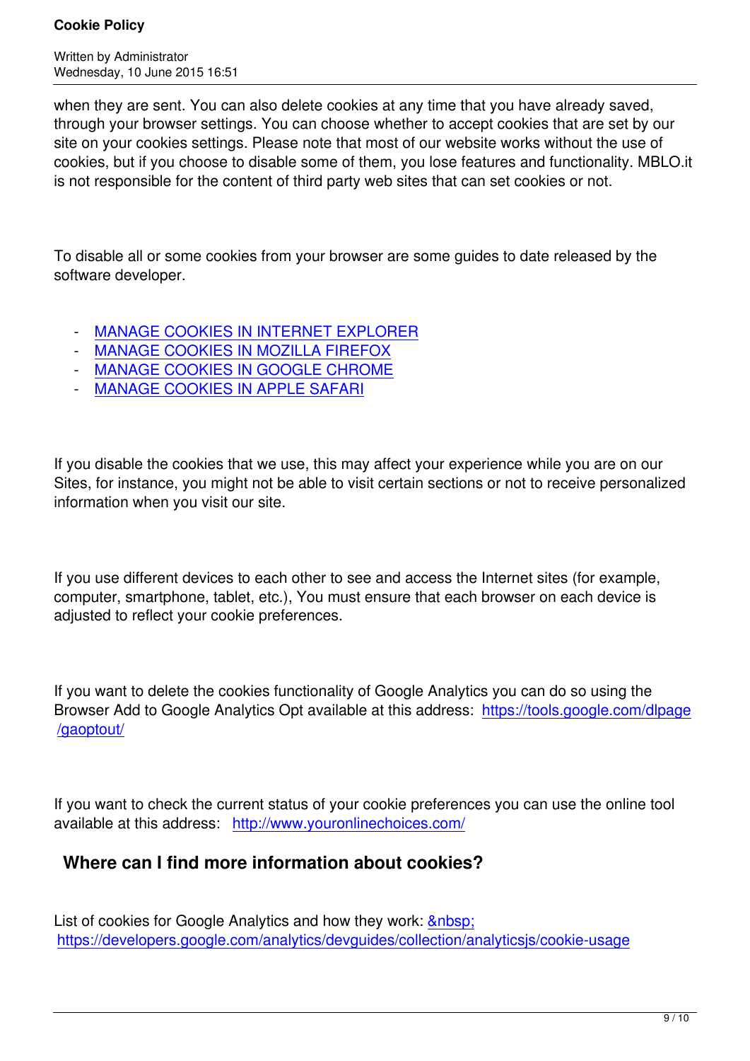when they are sent. You can also delete cookies at any time that you have already saved, through your browser settings. You can choose whether to accept cookies that are set by our site on your cookies settings. Please note that most of our website works without the use of cookies, but if you choose to disable some of them, you lose features and functionality. MBLO.it is not responsible for the content of third party web sites that can set cookies or not.

To disable all or some cookies from your browser are some guides to date released by the software developer.

- MANAGE COOKIES IN INTERNET EXPLORER
- MANAGE COOKIES IN MOZILLA FIREFOX
- MANAGE COOKIES IN GOOGLE CHROME
- MANAGE COOKIES IN APPLE SAFARI

If you disable the cookies that we use, this may affect your experience while you are on our Sites, for instance, you might not be able to visit certain sections or not to receive personalized information when you visit our site.

If you use different devices to each other to see and access the Internet sites (for example, computer, smartphone, tablet, etc.), You must ensure that each browser on each device is adjusted to reflect your cookie preferences.

If you want to delete the cookies functionality of Google Analytics you can do so using the Browser Add to Google Analytics Opt available at this address: https://tools.google.com/dlpage/gaoptout/

If you want to check the current status of your cookie preferences you can use the online tool available at this address: http://www.youronlinechoices.com/

## Where can I find more information about cookies?

List of cookies for Google Analytics and how they work: &nbsp; https://developers.google.com/analytics/devguides/collection/analyticsjs/cookie-usage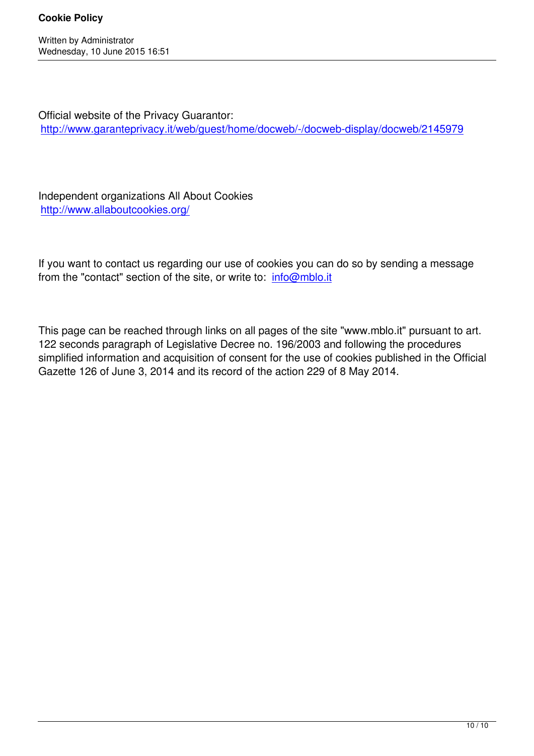Official website of the Privacy Guarantor:
http://www.garanteprivacy.it/web/guest/home/docweb/-/docweb-display/docweb/2145979

Independent organizations All About Cookies
http://www.allaboutcookies.org/

If you want to contact us regarding our use of cookies you can do so by sending a message from the "contact" section of the site, or write to: info@mblo.it

This page can be reached through links on all pages of the site "www.mblo.it" pursuant to art. 122 seconds paragraph of Legislative Decree no. 196/2003 and following the procedures simplified information and acquisition of consent for the use of cookies published in the Official Gazette 126 of June 3, 2014 and its record of the action 229 of 8 May 2014.